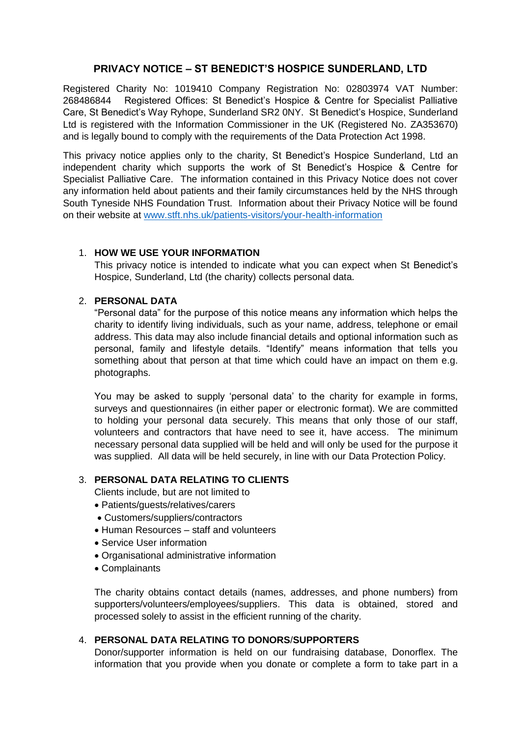# PRIVACY NOTICE – ST BENEDICT'S HOSPICE SUNDERLAND, LTD

Registered Charity No: 1019410 Company Registration No: 02803974 VAT Number: 268486844 Registered Offices: St Benedict's Hospice & Centre for Specialist Palliative Care, St Benedict's Way Ryhope, Sunderland SR2 0NY. St Benedict's Hospice, Sunderland Ltd is registered with the Information Commissioner in the UK (Registered No. ZA353670) and is legally bound to comply with the requirements of the Data Protection Act 1998.

This privacy notice applies only to the charity, St Benedict's Hospice Sunderland, Ltd an independent charity which supports the work of St Benedict's Hospice & Centre for Specialist Palliative Care. The information contained in this Privacy Notice does not cover any information held about patients and their family circumstances held by the NHS through South Tyneside NHS Foundation Trust. Information about their Privacy Notice will be found on their website at [www.stft.nhs.uk/patients-visitors/your-health-information](www.stft.nhs.uk/patients-visitors/your-health-information)

1. **HOW WE USE YOUR INFORMATION**

   This privacy notice is intended to indicate what you can expect when St Benedict's Hospice, Sunderland, Ltd (the charity) collects personal data.

2. **PERSONAL DATA**

   "Personal data" for the purpose of this notice means any information which helps the charity to identify living individuals, such as your name, address, telephone or email address. This data may also include financial details and optional information such as personal, family and lifestyle details. "Identify" means information that tells you something about that person at that time which could have an impact on them e.g. photographs.

   You may be asked to supply 'personal data' to the charity for example in forms, surveys and questionnaires (in either paper or electronic format). We are committed to holding your personal data securely. This means that only those of our staff, volunteers and contractors that have need to see it, have access. The minimum necessary personal data supplied will be held and will only be used for the purpose it was supplied. All data will be held securely, in line with our Data Protection Policy.

3. **PERSONAL DATA RELATING TO CLIENTS**

   Clients include, but are not limited to

   - Patients/guests/relatives/carers
   - Customers/suppliers/contractors
   - Human Resources – staff and volunteers
   - Service User information
   - Organisational administrative information
   - Complainants

   The charity obtains contact details (names, addresses, and phone numbers) from supporters/volunteers/employees/suppliers. This data is obtained, stored and processed solely to assist in the efficient running of the charity.

4. **PERSONAL DATA RELATING TO DONORS/SUPPORTERS**

   Donor/supporter information is held on our fundraising database, Donorflex. The information that you provide when you donate or complete a form to take part in a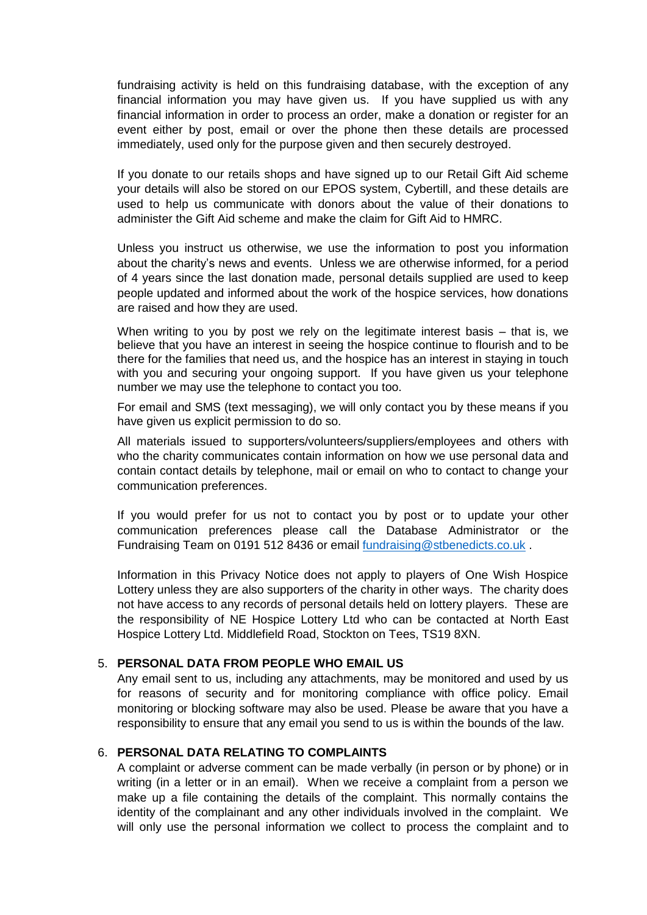fundraising activity is held on this fundraising database, with the exception of any financial information you may have given us. If you have supplied us with any financial information in order to process an order, make a donation or register for an event either by post, email or over the phone then these details are processed immediately, used only for the purpose given and then securely destroyed.

If you donate to our retails shops and have signed up to our Retail Gift Aid scheme your details will also be stored on our EPOS system, Cybertill, and these details are used to help us communicate with donors about the value of their donations to administer the Gift Aid scheme and make the claim for Gift Aid to HMRC.

Unless you instruct us otherwise, we use the information to post you information about the charity's news and events. Unless we are otherwise informed, for a period of 4 years since the last donation made, personal details supplied are used to keep people updated and informed about the work of the hospice services, how donations are raised and how they are used.

When writing to you by post we rely on the legitimate interest basis – that is, we believe that you have an interest in seeing the hospice continue to flourish and to be there for the families that need us, and the hospice has an interest in staying in touch with you and securing your ongoing support. If you have given us your telephone number we may use the telephone to contact you too.

For email and SMS (text messaging), we will only contact you by these means if you have given us explicit permission to do so.

All materials issued to supporters/volunteers/suppliers/employees and others with who the charity communicates contain information on how we use personal data and contain contact details by telephone, mail or email on who to contact to change your communication preferences.

If you would prefer for us not to contact you by post or to update your other communication preferences please call the Database Administrator or the Fundraising Team on 0191 512 8436 or email fundraising@stbenedicts.co.uk .

Information in this Privacy Notice does not apply to players of One Wish Hospice Lottery unless they are also supporters of the charity in other ways. The charity does not have access to any records of personal details held on lottery players. These are the responsibility of NE Hospice Lottery Ltd who can be contacted at North East Hospice Lottery Ltd. Middlefield Road, Stockton on Tees, TS19 8XN.

5. **PERSONAL DATA FROM PEOPLE WHO EMAIL US**

Any email sent to us, including any attachments, may be monitored and used by us for reasons of security and for monitoring compliance with office policy. Email monitoring or blocking software may also be used. Please be aware that you have a responsibility to ensure that any email you send to us is within the bounds of the law.

6. **PERSONAL DATA RELATING TO COMPLAINTS**

A complaint or adverse comment can be made verbally (in person or by phone) or in writing (in a letter or in an email). When we receive a complaint from a person we make up a file containing the details of the complaint. This normally contains the identity of the complainant and any other individuals involved in the complaint. We will only use the personal information we collect to process the complaint and to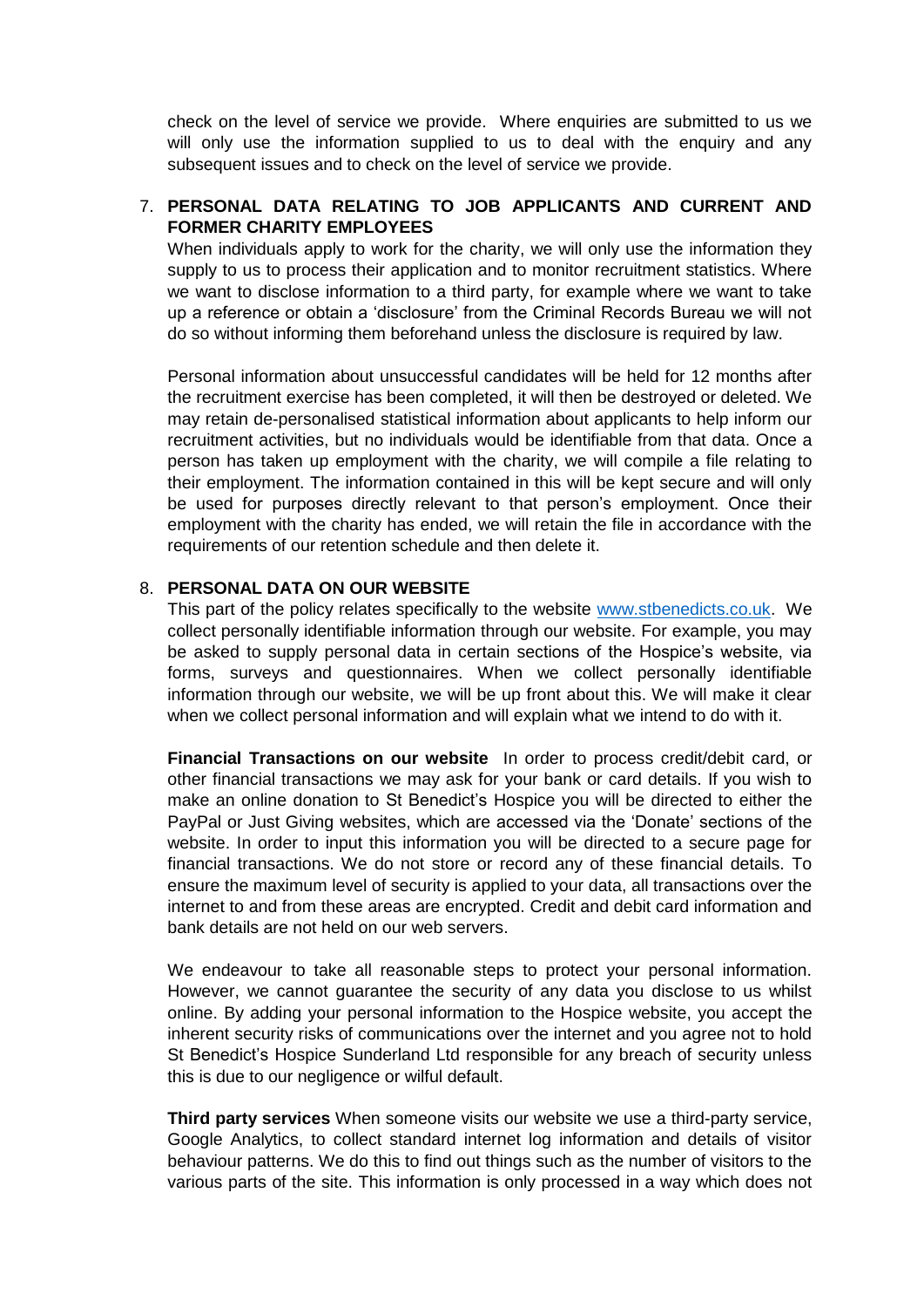check on the level of service we provide. Where enquiries are submitted to us we will only use the information supplied to us to deal with the enquiry and any subsequent issues and to check on the level of service we provide.

7. **PERSONAL DATA RELATING TO JOB APPLICANTS AND CURRENT AND FORMER CHARITY EMPLOYEES**

   When individuals apply to work for the charity, we will only use the information they supply to us to process their application and to monitor recruitment statistics. Where we want to disclose information to a third party, for example where we want to take up a reference or obtain a 'disclosure' from the Criminal Records Bureau we will not do so without informing them beforehand unless the disclosure is required by law.

   Personal information about unsuccessful candidates will be held for 12 months after the recruitment exercise has been completed, it will then be destroyed or deleted. We may retain de-personalised statistical information about applicants to help inform our recruitment activities, but no individuals would be identifiable from that data. Once a person has taken up employment with the charity, we will compile a file relating to their employment. The information contained in this will be kept secure and will only be used for purposes directly relevant to that person's employment. Once their employment with the charity has ended, we will retain the file in accordance with the requirements of our retention schedule and then delete it.

8. **PERSONAL DATA ON OUR WEBSITE**

   This part of the policy relates specifically to the website www.stbenedicts.co.uk. We collect personally identifiable information through our website. For example, you may be asked to supply personal data in certain sections of the Hospice's website, via forms, surveys and questionnaires. When we collect personally identifiable information through our website, we will be up front about this. We will make it clear when we collect personal information and will explain what we intend to do with it.

   **Financial Transactions on our website** In order to process credit/debit card, or other financial transactions we may ask for your bank or card details. If you wish to make an online donation to St Benedict's Hospice you will be directed to either the PayPal or Just Giving websites, which are accessed via the 'Donate' sections of the website. In order to input this information you will be directed to a secure page for financial transactions. We do not store or record any of these financial details. To ensure the maximum level of security is applied to your data, all transactions over the internet to and from these areas are encrypted. Credit and debit card information and bank details are not held on our web servers.

   We endeavour to take all reasonable steps to protect your personal information. However, we cannot guarantee the security of any data you disclose to us whilst online. By adding your personal information to the Hospice website, you accept the inherent security risks of communications over the internet and you agree not to hold St Benedict's Hospice Sunderland Ltd responsible for any breach of security unless this is due to our negligence or wilful default.

   **Third party services** When someone visits our website we use a third-party service, Google Analytics, to collect standard internet log information and details of visitor behaviour patterns. We do this to find out things such as the number of visitors to the various parts of the site. This information is only processed in a way which does not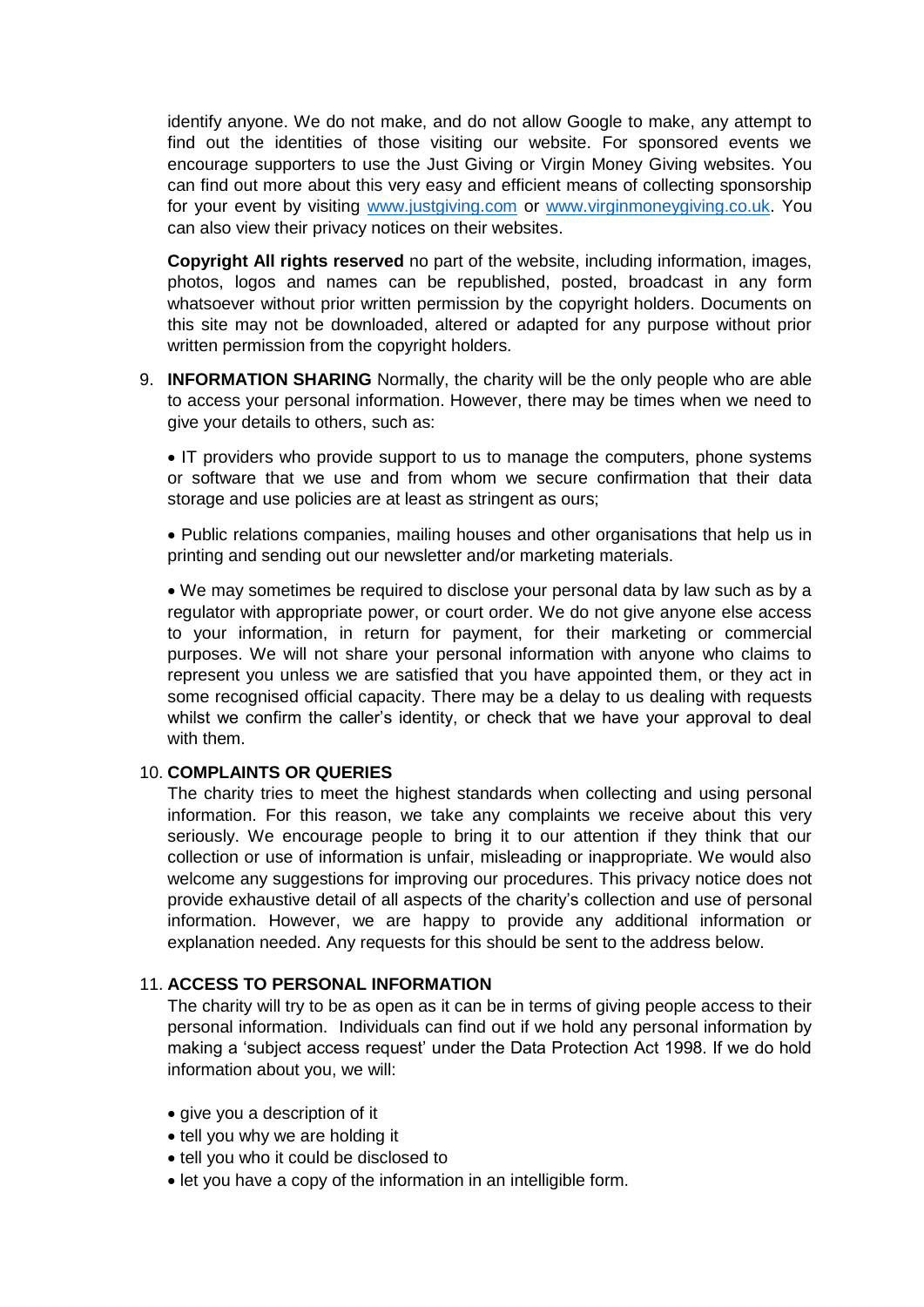identify anyone. We do not make, and do not allow Google to make, any attempt to find out the identities of those visiting our website. For sponsored events we encourage supporters to use the Just Giving or Virgin Money Giving websites. You can find out more about this very easy and efficient means of collecting sponsorship for your event by visiting [www.justgiving.com](http://www.justgiving.com) or [www.virginmoneygiving.co.uk](http://www.virginmoneygiving.co.uk). You can also view their privacy notices on their websites.

**Copyright All rights reserved** no part of the website, including information, images, photos, logos and names can be republished, posted, broadcast in any form whatsoever without prior written permission by the copyright holders. Documents on this site may not be downloaded, altered or adapted for any purpose without prior written permission from the copyright holders.

9. **INFORMATION SHARING** Normally, the charity will be the only people who are able to access your personal information. However, there may be times when we need to give your details to others, such as:

   - IT providers who provide support to us to manage the computers, phone systems or software that we use and from whom we secure confirmation that their data storage and use policies are at least as stringent as ours;

   - Public relations companies, mailing houses and other organisations that help us in printing and sending out our newsletter and/or marketing materials.

   - We may sometimes be required to disclose your personal data by law such as by a regulator with appropriate power, or court order. We do not give anyone else access to your information, in return for payment, for their marketing or commercial purposes. We will not share your personal information with anyone who claims to represent you unless we are satisfied that you have appointed them, or they act in some recognised official capacity. There may be a delay to us dealing with requests whilst we confirm the caller's identity, or check that we have your approval to deal with them.

10. **COMPLAINTS OR QUERIES**
    The charity tries to meet the highest standards when collecting and using personal information. For this reason, we take any complaints we receive about this very seriously. We encourage people to bring it to our attention if they think that our collection or use of information is unfair, misleading or inappropriate. We would also welcome any suggestions for improving our procedures. This privacy notice does not provide exhaustive detail of all aspects of the charity's collection and use of personal information. However, we are happy to provide any additional information or explanation needed. Any requests for this should be sent to the address below.

11. **ACCESS TO PERSONAL INFORMATION**
    The charity will try to be as open as it can be in terms of giving people access to their personal information. Individuals can find out if we hold any personal information by making a 'subject access request' under the Data Protection Act 1998. If we do hold information about you, we will:

    - give you a description of it
    - tell you why we are holding it
    - tell you who it could be disclosed to
    - let you have a copy of the information in an intelligible form.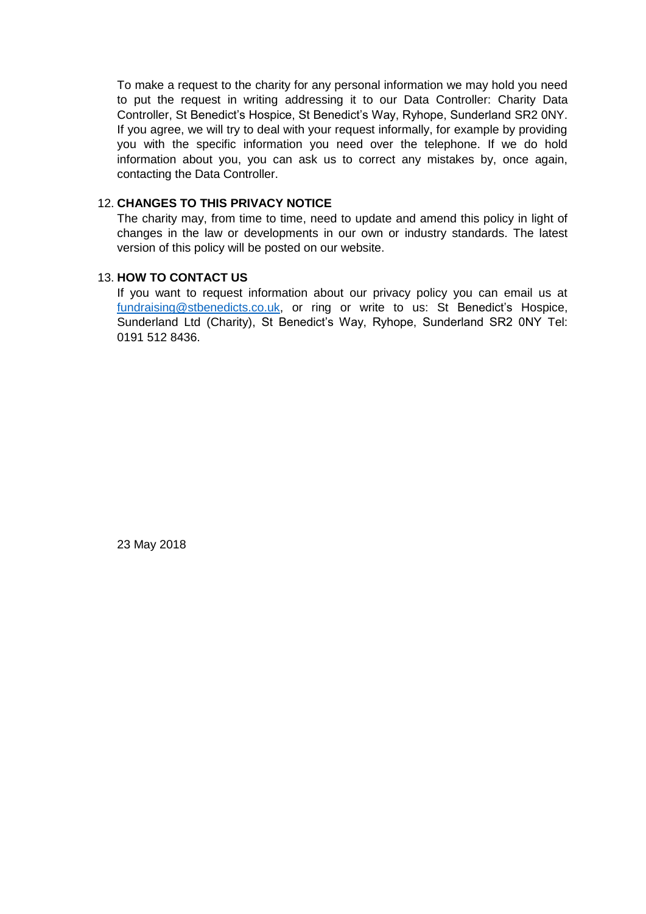To make a request to the charity for any personal information we may hold you need to put the request in writing addressing it to our Data Controller: Charity Data Controller, St Benedict's Hospice, St Benedict's Way, Ryhope, Sunderland SR2 0NY. If you agree, we will try to deal with your request informally, for example by providing you with the specific information you need over the telephone. If we do hold information about you, you can ask us to correct any mistakes by, once again, contacting the Data Controller.

12. **CHANGES TO THIS PRIVACY NOTICE**

The charity may, from time to time, need to update and amend this policy in light of changes in the law or developments in our own or industry standards. The latest version of this policy will be posted on our website.

13. **HOW TO CONTACT US**

If you want to request information about our privacy policy you can email us at fundraising@stbenedicts.co.uk, or ring or write to us: St Benedict's Hospice, Sunderland Ltd (Charity), St Benedict's Way, Ryhope, Sunderland SR2 0NY Tel: 0191 512 8436.

23 May 2018